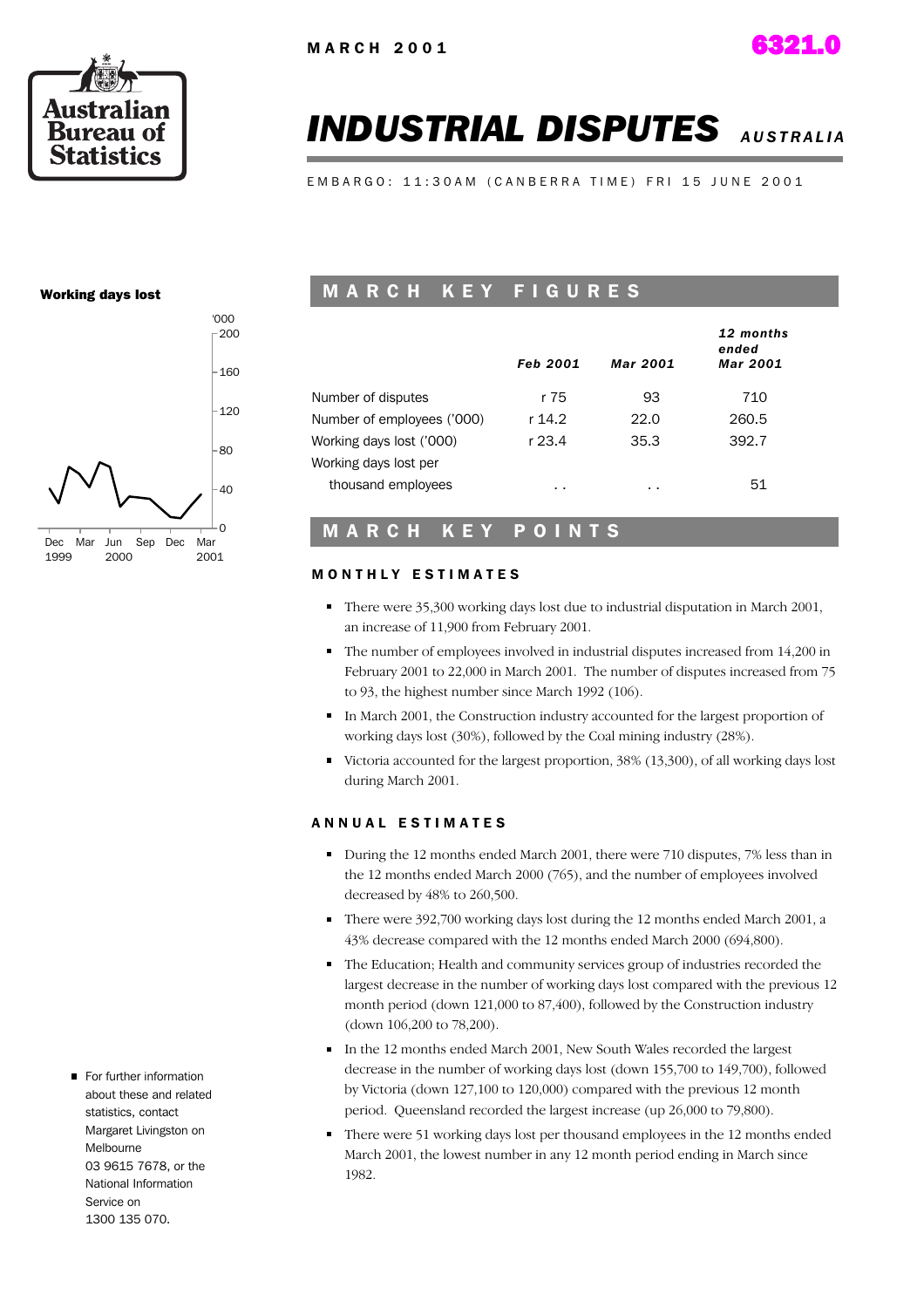MARCH 2001

6321.0

# *INDUSTRIAL DISPUTES* AUSTRALIA

EMBARGO: 11:30AM (CANBERRA TIME) FRI 15 JUNE 2001

**Working days lost**

## MARCH KEY FIGURES

| | *Feb 2001* | *Mar 2001* | *12 months ended Mar 2001* |
|---|---|---|---|
| Number of disputes | r 75 | 93 | 710 |
| Number of employees ('000) | r 14.2 | 22.0 | 260.5 |
| Working days lost ('000) | r 23.4 | 35.3 | 392.7 |
| Working days lost per thousand employees | . . | . . | 51 |

## MARCH KEY POINTS

### MONTHLY ESTIMATES

- There were 35,300 working days lost due to industrial disputation in March 2001, an increase of 11,900 from February 2001.
- The number of employees involved in industrial disputes increased from 14,200 in February 2001 to 22,000 in March 2001. The number of disputes increased from 75 to 93, the highest number since March 1992 (106).
- In March 2001, the Construction industry accounted for the largest proportion of working days lost (30%), followed by the Coal mining industry (28%).
- Victoria accounted for the largest proportion, 38% (13,300), of all working days lost during March 2001.

### ANNUAL ESTIMATES

- During the 12 months ended March 2001, there were 710 disputes, 7% less than in the 12 months ended March 2000 (765), and the number of employees involved decreased by 48% to 260,500.
- There were 392,700 working days lost during the 12 months ended March 2001, a 43% decrease compared with the 12 months ended March 2000 (694,800).
- The Education; Health and community services group of industries recorded the largest decrease in the number of working days lost compared with the previous 12 month period (down 121,000 to 87,400), followed by the Construction industry (down 106,200 to 78,200).
- In the 12 months ended March 2001, New South Wales recorded the largest decrease in the number of working days lost (down 155,700 to 149,700), followed by Victoria (down 127,100 to 120,000) compared with the previous 12 month period. Queensland recorded the largest increase (up 26,000 to 79,800).
- There were 51 working days lost per thousand employees in the 12 months ended March 2001, the lowest number in any 12 month period ending in March since 1982.

- For further information about these and related statistics, contact Margaret Livingston on Melbourne 03 9615 7678, or the National Information Service on 1300 135 070.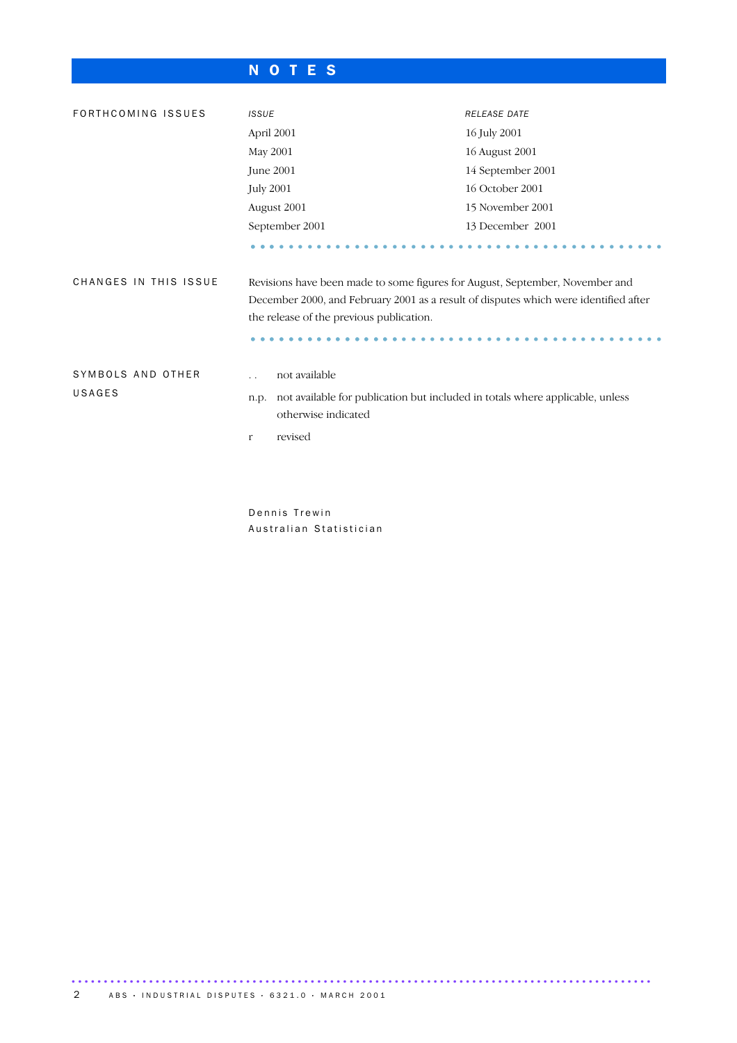# NOTES

## FORTHCOMING ISSUES

| *ISSUE* | *RELEASE DATE* |
|---|---|
| April 2001 | 16 July 2001 |
| May 2001 | 16 August 2001 |
| June 2001 | 14 September 2001 |
| July 2001 | 16 October 2001 |
| August 2001 | 15 November 2001 |
| September 2001 | 13 December 2001 |

## CHANGES IN THIS ISSUE

Revisions have been made to some figures for August, September, November and December 2000, and February 2001 as a result of disputes which were identified after the release of the previous publication.

## SYMBOLS AND OTHER USAGES

- .. not available
- n.p. not available for publication but included in totals where applicable, unless otherwise indicated
- r revised

Dennis Trewin
Australian Statistician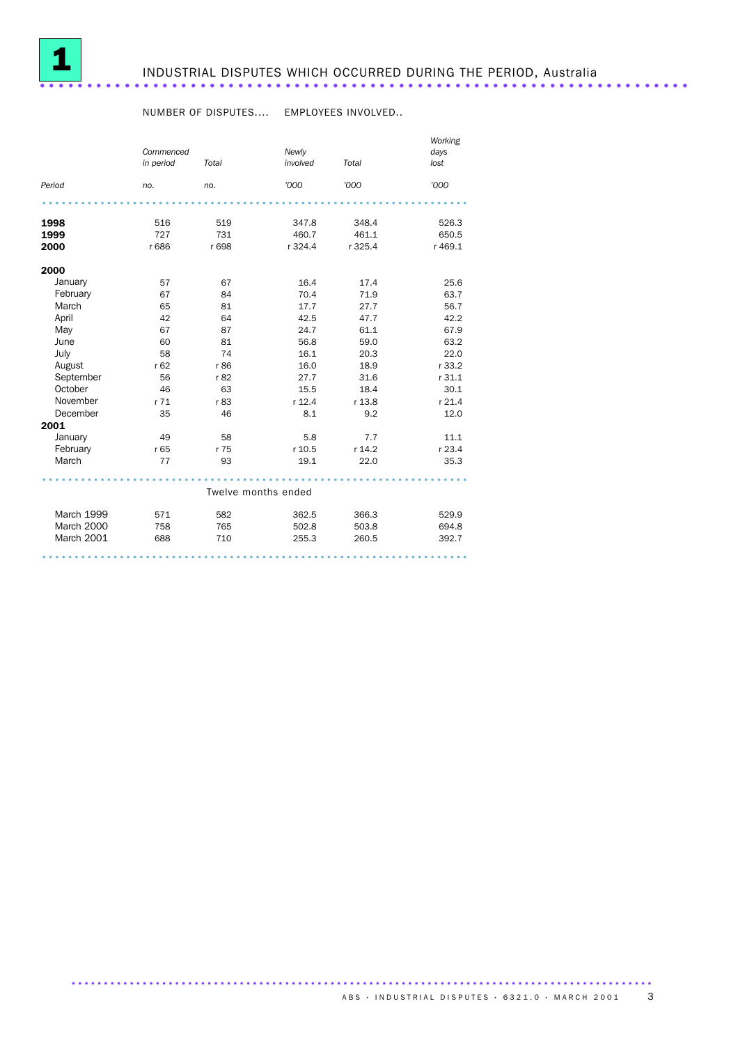# 1 INDUSTRIAL DISPUTES WHICH OCCURRED DURING THE PERIOD, Australia

| | NUMBER OF DISPUTES | | EMPLOYEES INVOLVED | | |
|---|---|---|---|---|---|
| | *Commenced in period* | *Total* | *Newly involved* | *Total* | *Working days lost* |
| *Period* | *no.* | *no.* | *'000* | *'000* | *'000* |
| **1998** | 516 | 519 | 347.8 | 348.4 | 526.3 |
| **1999** | 727 | 731 | 460.7 | 461.1 | 650.5 |
| **2000** | r 686 | r 698 | r 324.4 | r 325.4 | r 469.1 |
| **2000** | | | | | |
| January | 57 | 67 | 16.4 | 17.4 | 25.6 |
| February | 67 | 84 | 70.4 | 71.9 | 63.7 |
| March | 65 | 81 | 17.7 | 27.7 | 56.7 |
| April | 42 | 64 | 42.5 | 47.7 | 42.2 |
| May | 67 | 87 | 24.7 | 61.1 | 67.9 |
| June | 60 | 81 | 56.8 | 59.0 | 63.2 |
| July | 58 | 74 | 16.1 | 20.3 | 22.0 |
| August | r 62 | r 86 | 16.0 | 18.9 | r 33.2 |
| September | 56 | r 82 | 27.7 | 31.6 | r 31.1 |
| October | 46 | 63 | 15.5 | 18.4 | 30.1 |
| November | r 71 | r 83 | r 12.4 | r 13.8 | r 21.4 |
| December | 35 | 46 | 8.1 | 9.2 | 12.0 |
| **2001** | | | | | |
| January | 49 | 58 | 5.8 | 7.7 | 11.1 |
| February | r 65 | r 75 | r 10.5 | r 14.2 | r 23.4 |
| March | 77 | 93 | 19.1 | 22.0 | 35.3 |
| **Twelve months ended** | | | | | |
| March 1999 | 571 | 582 | 362.5 | 366.3 | 529.9 |
| March 2000 | 758 | 765 | 502.8 | 503.8 | 694.8 |
| March 2001 | 688 | 710 | 255.3 | 260.5 | 392.7 |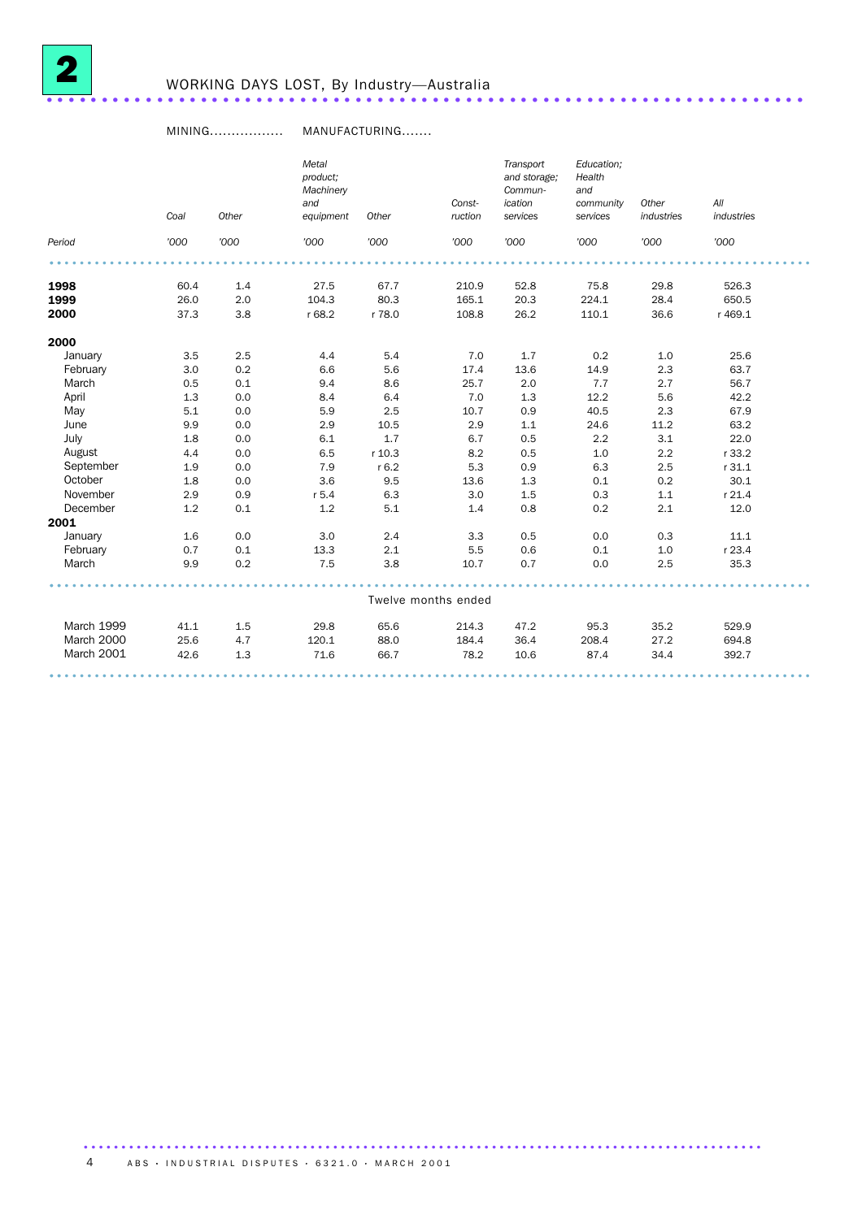# 2 WORKING DAYS LOST, By Industry—Australia

| | MINING | | MANUFACTURING | | | | | | |
|---|---|---|---|---|---|---|---|---|---|
| | *Coal* | *Other* | *Metal product; Machinery and equipment* | *Other* | *Const-ruction* | *Transport and storage; Commun-ication services* | *Education; Health and community services* | *Other industries* | *All industries* |
| *Period* | *'000* | *'000* | *'000* | *'000* | *'000* | *'000* | *'000* | *'000* | *'000* |
| **1998** | 60.4 | 1.4 | 27.5 | 67.7 | 210.9 | 52.8 | 75.8 | 29.8 | 526.3 |
| **1999** | 26.0 | 2.0 | 104.3 | 80.3 | 165.1 | 20.3 | 224.1 | 28.4 | 650.5 |
| **2000** | 37.3 | 3.8 | r 68.2 | r 78.0 | 108.8 | 26.2 | 110.1 | 36.6 | r 469.1 |
| **2000** | | | | | | | | | |
| January | 3.5 | 2.5 | 4.4 | 5.4 | 7.0 | 1.7 | 0.2 | 1.0 | 25.6 |
| February | 3.0 | 0.2 | 6.6 | 5.6 | 17.4 | 13.6 | 14.9 | 2.3 | 63.7 |
| March | 0.5 | 0.1 | 9.4 | 8.6 | 25.7 | 2.0 | 7.7 | 2.7 | 56.7 |
| April | 1.3 | 0.0 | 8.4 | 6.4 | 7.0 | 1.3 | 12.2 | 5.6 | 42.2 |
| May | 5.1 | 0.0 | 5.9 | 2.5 | 10.7 | 0.9 | 40.5 | 2.3 | 67.9 |
| June | 9.9 | 0.0 | 2.9 | 10.5 | 2.9 | 1.1 | 24.6 | 11.2 | 63.2 |
| July | 1.8 | 0.0 | 6.1 | 1.7 | 6.7 | 0.5 | 2.2 | 3.1 | 22.0 |
| August | 4.4 | 0.0 | 6.5 | r 10.3 | 8.2 | 0.5 | 1.0 | 2.2 | r 33.2 |
| September | 1.9 | 0.0 | 7.9 | r 6.2 | 5.3 | 0.9 | 6.3 | 2.5 | r 31.1 |
| October | 1.8 | 0.0 | 3.6 | 9.5 | 13.6 | 1.3 | 0.1 | 0.2 | 30.1 |
| November | 2.9 | 0.9 | r 5.4 | 6.3 | 3.0 | 1.5 | 0.3 | 1.1 | r 21.4 |
| December | 1.2 | 0.1 | 1.2 | 5.1 | 1.4 | 0.8 | 0.2 | 2.1 | 12.0 |
| **2001** | | | | | | | | | |
| January | 1.6 | 0.0 | 3.0 | 2.4 | 3.3 | 0.5 | 0.0 | 0.3 | 11.1 |
| February | 0.7 | 0.1 | 13.3 | 2.1 | 5.5 | 0.6 | 0.1 | 1.0 | r 23.4 |
| March | 9.9 | 0.2 | 7.5 | 3.8 | 10.7 | 0.7 | 0.0 | 2.5 | 35.3 |
| | | | | Twelve months ended | | | | | |
| March 1999 | 41.1 | 1.5 | 29.8 | 65.6 | 214.3 | 47.2 | 95.3 | 35.2 | 529.9 |
| March 2000 | 25.6 | 4.7 | 120.1 | 88.0 | 184.4 | 36.4 | 208.4 | 27.2 | 694.8 |
| March 2001 | 42.6 | 1.3 | 71.6 | 66.7 | 78.2 | 10.6 | 87.4 | 34.4 | 392.7 |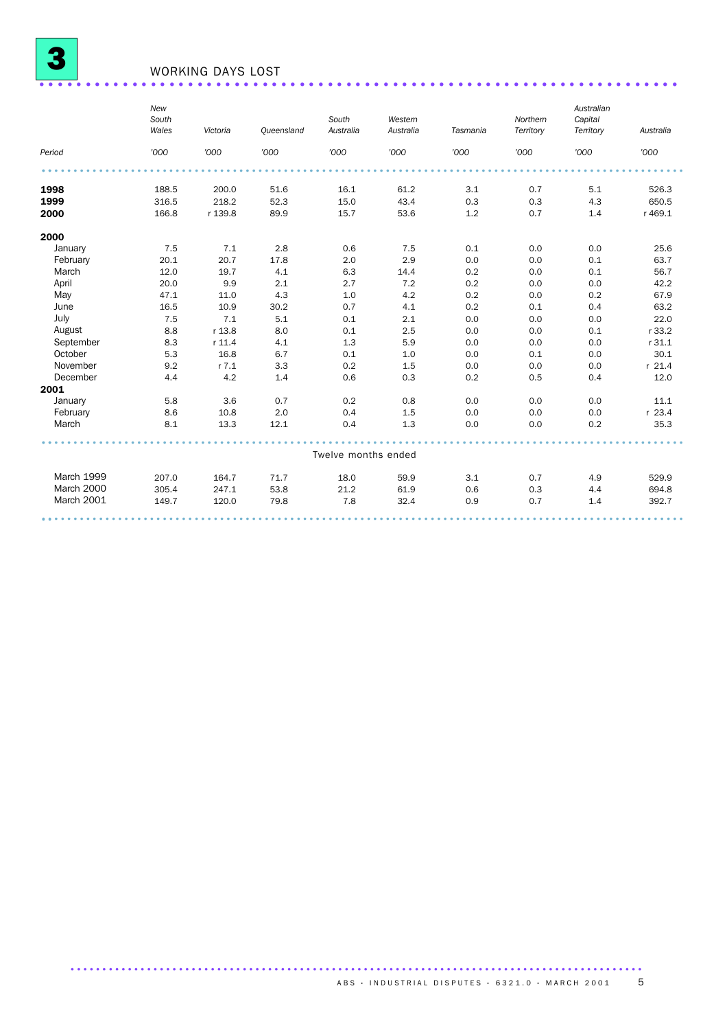# 3 WORKING DAYS LOST

| Period | New South Wales '000 | Victoria '000 | Queensland '000 | South Australia '000 | Western Australia '000 | Tasmania '000 | Northern Territory '000 | Australian Capital Territory '000 | Australia '000 |
|---|---|---|---|---|---|---|---|---|---|
| **1998** | 188.5 | 200.0 | 51.6 | 16.1 | 61.2 | 3.1 | 0.7 | 5.1 | 526.3 |
| **1999** | 316.5 | 218.2 | 52.3 | 15.0 | 43.4 | 0.3 | 0.3 | 4.3 | 650.5 |
| **2000** | 166.8 | r 139.8 | 89.9 | 15.7 | 53.6 | 1.2 | 0.7 | 1.4 | r 469.1 |
| **2000** | | | | | | | | | |
| January | 7.5 | 7.1 | 2.8 | 0.6 | 7.5 | 0.1 | 0.0 | 0.0 | 25.6 |
| February | 20.1 | 20.7 | 17.8 | 2.0 | 2.9 | 0.0 | 0.0 | 0.1 | 63.7 |
| March | 12.0 | 19.7 | 4.1 | 6.3 | 14.4 | 0.2 | 0.0 | 0.1 | 56.7 |
| April | 20.0 | 9.9 | 2.1 | 2.7 | 7.2 | 0.2 | 0.0 | 0.0 | 42.2 |
| May | 47.1 | 11.0 | 4.3 | 1.0 | 4.2 | 0.2 | 0.0 | 0.2 | 67.9 |
| June | 16.5 | 10.9 | 30.2 | 0.7 | 4.1 | 0.2 | 0.1 | 0.4 | 63.2 |
| July | 7.5 | 7.1 | 5.1 | 0.1 | 2.1 | 0.0 | 0.0 | 0.0 | 22.0 |
| August | 8.8 | r 13.8 | 8.0 | 0.1 | 2.5 | 0.0 | 0.0 | 0.1 | r 33.2 |
| September | 8.3 | r 11.4 | 4.1 | 1.3 | 5.9 | 0.0 | 0.0 | 0.0 | r 31.1 |
| October | 5.3 | 16.8 | 6.7 | 0.1 | 1.0 | 0.0 | 0.1 | 0.0 | 30.1 |
| November | 9.2 | r 7.1 | 3.3 | 0.2 | 1.5 | 0.0 | 0.0 | 0.0 | r 21.4 |
| December | 4.4 | 4.2 | 1.4 | 0.6 | 0.3 | 0.2 | 0.5 | 0.4 | 12.0 |
| **2001** | | | | | | | | | |
| January | 5.8 | 3.6 | 0.7 | 0.2 | 0.8 | 0.0 | 0.0 | 0.0 | 11.1 |
| February | 8.6 | 10.8 | 2.0 | 0.4 | 1.5 | 0.0 | 0.0 | 0.0 | r 23.4 |
| March | 8.1 | 13.3 | 12.1 | 0.4 | 1.3 | 0.0 | 0.0 | 0.2 | 35.3 |
| **Twelve months ended** | | | | | | | | | |
| March 1999 | 207.0 | 164.7 | 71.7 | 18.0 | 59.9 | 3.1 | 0.7 | 4.9 | 529.9 |
| March 2000 | 305.4 | 247.1 | 53.8 | 21.2 | 61.9 | 0.6 | 0.3 | 4.4 | 694.8 |
| March 2001 | 149.7 | 120.0 | 79.8 | 7.8 | 32.4 | 0.9 | 0.7 | 1.4 | 392.7 |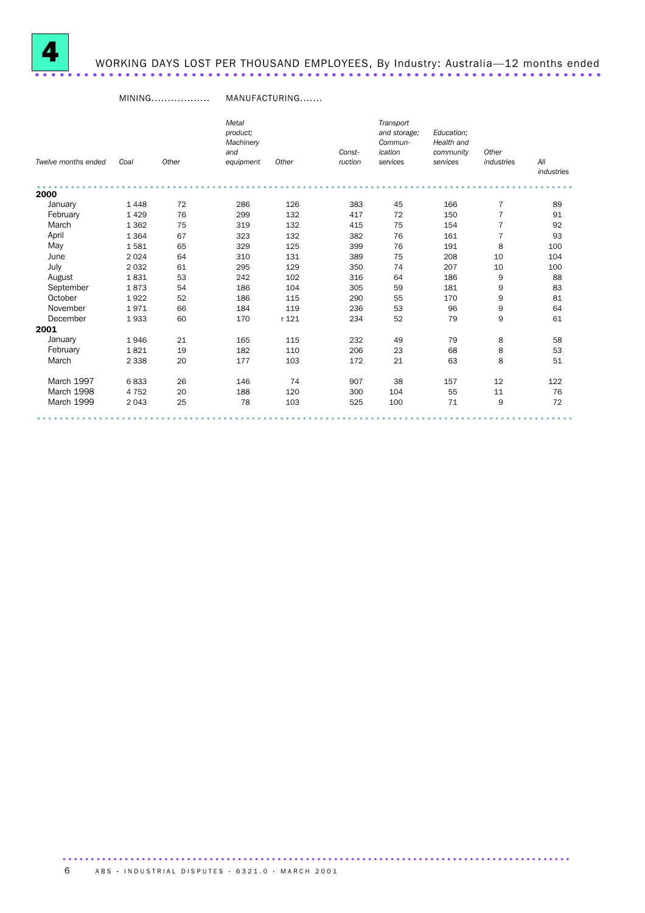# 4 WORKING DAYS LOST PER THOUSAND EMPLOYEES, By Industry: Australia—12 months ended

| | MINING | | MANUFACTURING | | | | | | |
|---|---|---|---|---|---|---|---|---|---|
| *Twelve months ended* | *Coal* | *Other* | *Metal product; Machinery and equipment* | *Other* | *Construction* | *Transport and storage; Communication services* | *Education; Health and community services* | *Other industries* | *All industries* |
| **2000** | | | | | | | | | |
| January | 1 448 | 72 | 286 | 126 | 383 | 45 | 166 | 7 | 89 |
| February | 1 429 | 76 | 299 | 132 | 417 | 72 | 150 | 7 | 91 |
| March | 1 362 | 75 | 319 | 132 | 415 | 75 | 154 | 7 | 92 |
| April | 1 364 | 67 | 323 | 132 | 382 | 76 | 161 | 7 | 93 |
| May | 1 581 | 65 | 329 | 125 | 399 | 76 | 191 | 8 | 100 |
| June | 2 024 | 64 | 310 | 131 | 389 | 75 | 208 | 10 | 104 |
| July | 2 032 | 61 | 295 | 129 | 350 | 74 | 207 | 10 | 100 |
| August | 1 831 | 53 | 242 | 102 | 316 | 64 | 186 | 9 | 88 |
| September | 1 873 | 54 | 186 | 104 | 305 | 59 | 181 | 9 | 83 |
| October | 1 922 | 52 | 186 | 115 | 290 | 55 | 170 | 9 | 81 |
| November | 1 971 | 66 | 184 | 119 | 236 | 53 | 96 | 9 | 64 |
| December | 1 933 | 60 | 170 | r 121 | 234 | 52 | 79 | 9 | 61 |
| **2001** | | | | | | | | | |
| January | 1 946 | 21 | 165 | 115 | 232 | 49 | 79 | 8 | 58 |
| February | 1 821 | 19 | 182 | 110 | 206 | 23 | 68 | 8 | 53 |
| March | 2 338 | 20 | 177 | 103 | 172 | 21 | 63 | 8 | 51 |
| March 1997 | 6 833 | 26 | 146 | 74 | 907 | 38 | 157 | 12 | 122 |
| March 1998 | 4 752 | 20 | 188 | 120 | 300 | 104 | 55 | 11 | 76 |
| March 1999 | 2 043 | 25 | 78 | 103 | 525 | 100 | 71 | 9 | 72 |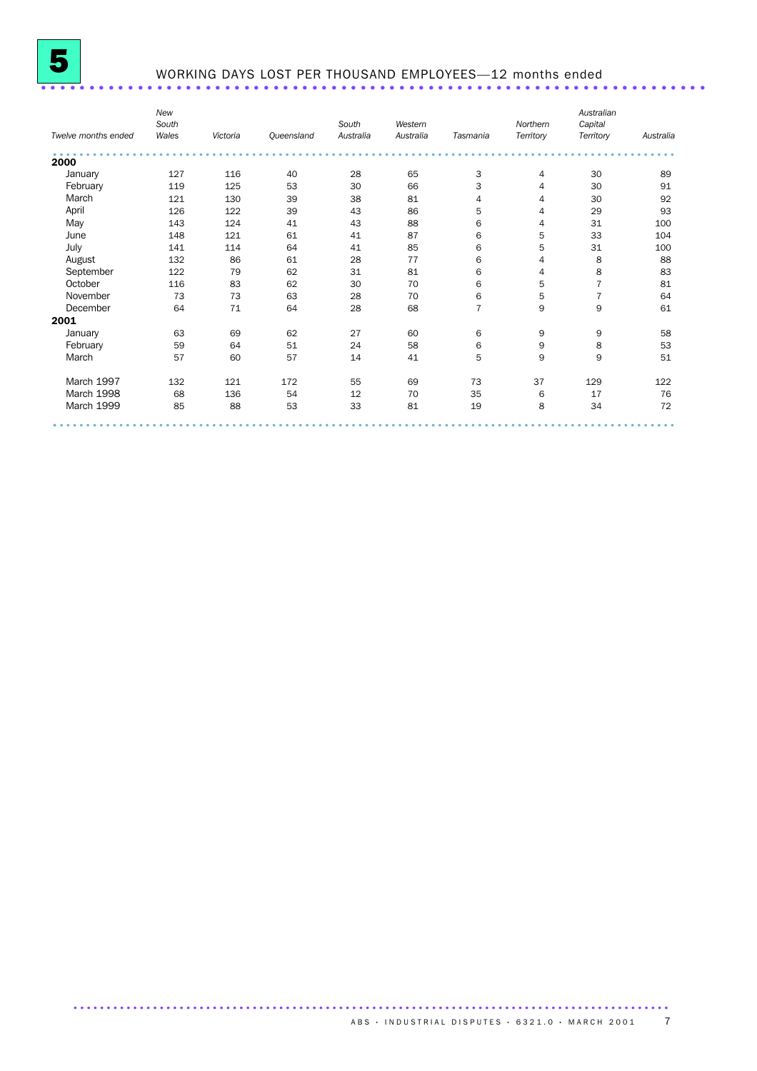# 5 WORKING DAYS LOST PER THOUSAND EMPLOYEES—12 months ended

| Twelve months ended | New South Wales | Victoria | Queensland | South Australia | Western Australia | Tasmania | Northern Territory | Australian Capital Territory | Australia |
|---|---|---|---|---|---|---|---|---|---|
| **2000** | | | | | | | | | |
| January | 127 | 116 | 40 | 28 | 65 | 3 | 4 | 30 | 89 |
| February | 119 | 125 | 53 | 30 | 66 | 3 | 4 | 30 | 91 |
| March | 121 | 130 | 39 | 38 | 81 | 4 | 4 | 30 | 92 |
| April | 126 | 122 | 39 | 43 | 86 | 5 | 4 | 29 | 93 |
| May | 143 | 124 | 41 | 43 | 88 | 6 | 4 | 31 | 100 |
| June | 148 | 121 | 61 | 41 | 87 | 6 | 5 | 33 | 104 |
| July | 141 | 114 | 64 | 41 | 85 | 6 | 5 | 31 | 100 |
| August | 132 | 86 | 61 | 28 | 77 | 6 | 4 | 8 | 88 |
| September | 122 | 79 | 62 | 31 | 81 | 6 | 4 | 8 | 83 |
| October | 116 | 83 | 62 | 30 | 70 | 6 | 5 | 7 | 81 |
| November | 73 | 73 | 63 | 28 | 70 | 6 | 5 | 7 | 64 |
| December | 64 | 71 | 64 | 28 | 68 | 7 | 9 | 9 | 61 |
| **2001** | | | | | | | | | |
| January | 63 | 69 | 62 | 27 | 60 | 6 | 9 | 9 | 58 |
| February | 59 | 64 | 51 | 24 | 58 | 6 | 9 | 8 | 53 |
| March | 57 | 60 | 57 | 14 | 41 | 5 | 9 | 9 | 51 |
| March 1997 | 132 | 121 | 172 | 55 | 69 | 73 | 37 | 129 | 122 |
| March 1998 | 68 | 136 | 54 | 12 | 70 | 35 | 6 | 17 | 76 |
| March 1999 | 85 | 88 | 53 | 33 | 81 | 19 | 8 | 34 | 72 |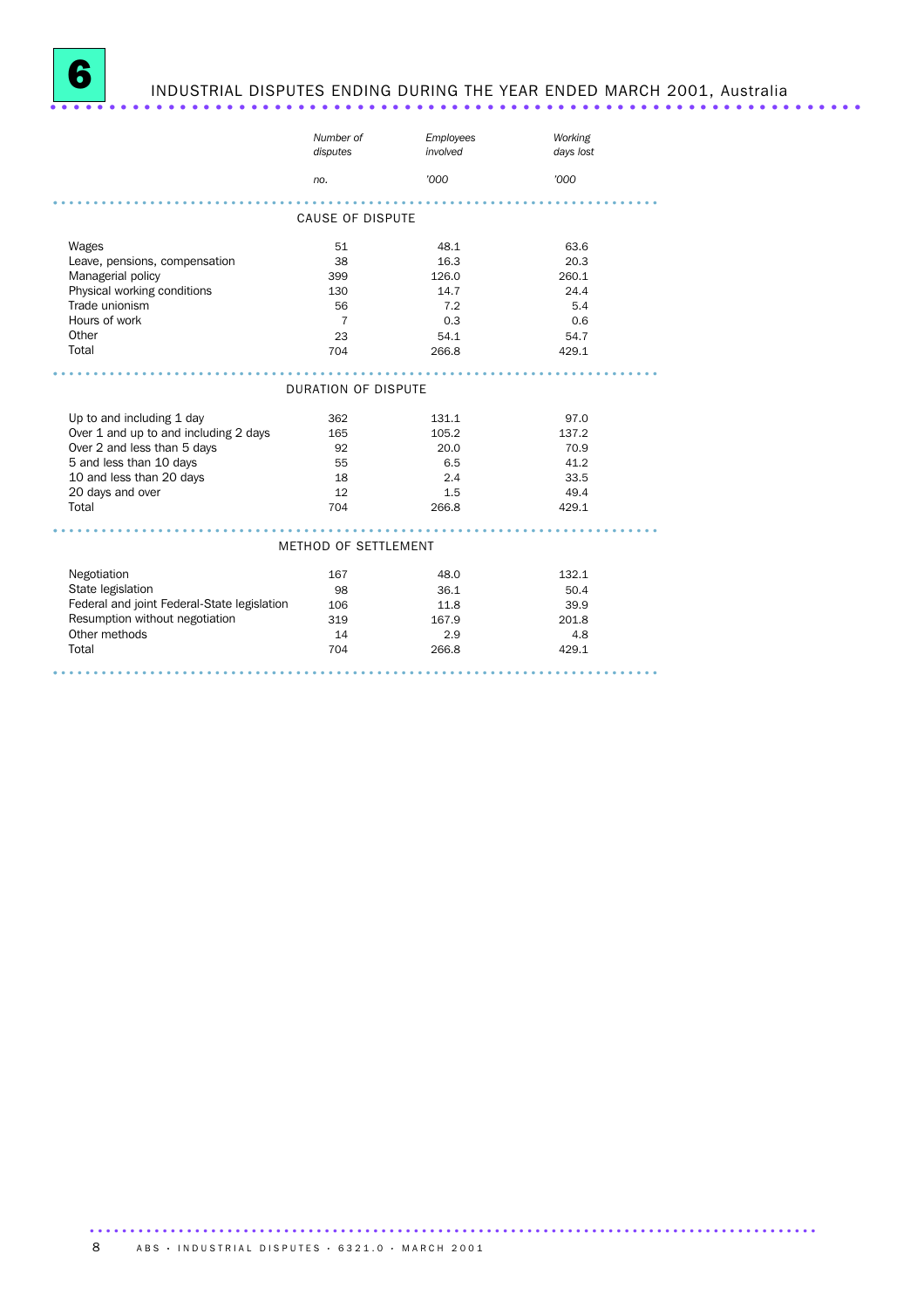# 6 INDUSTRIAL DISPUTES ENDING DURING THE YEAR ENDED MARCH 2001, Australia

| | Number of disputes | Employees involved | Working days lost |
|---|---|---|---|
| | no. | '000 | '000 |
| **CAUSE OF DISPUTE** | | | |
| Wages | 51 | 48.1 | 63.6 |
| Leave, pensions, compensation | 38 | 16.3 | 20.3 |
| Managerial policy | 399 | 126.0 | 260.1 |
| Physical working conditions | 130 | 14.7 | 24.4 |
| Trade unionism | 56 | 7.2 | 5.4 |
| Hours of work | 7 | 0.3 | 0.6 |
| Other | 23 | 54.1 | 54.7 |
| Total | 704 | 266.8 | 429.1 |
| **DURATION OF DISPUTE** | | | |
| Up to and including 1 day | 362 | 131.1 | 97.0 |
| Over 1 and up to and including 2 days | 165 | 105.2 | 137.2 |
| Over 2 and less than 5 days | 92 | 20.0 | 70.9 |
| 5 and less than 10 days | 55 | 6.5 | 41.2 |
| 10 and less than 20 days | 18 | 2.4 | 33.5 |
| 20 days and over | 12 | 1.5 | 49.4 |
| Total | 704 | 266.8 | 429.1 |
| **METHOD OF SETTLEMENT** | | | |
| Negotiation | 167 | 48.0 | 132.1 |
| State legislation | 98 | 36.1 | 50.4 |
| Federal and joint Federal-State legislation | 106 | 11.8 | 39.9 |
| Resumption without negotiation | 319 | 167.9 | 201.8 |
| Other methods | 14 | 2.9 | 4.8 |
| Total | 704 | 266.8 | 429.1 |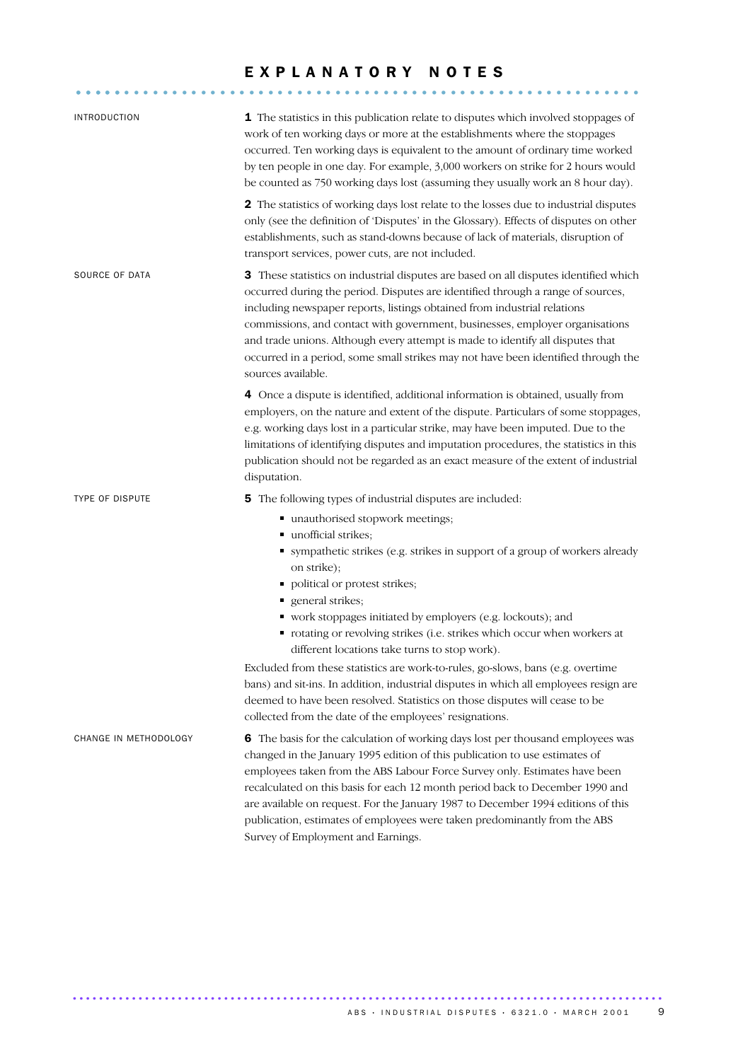# EXPLANATORY NOTES

## INTRODUCTION

**1** The statistics in this publication relate to disputes which involved stoppages of work of ten working days or more at the establishments where the stoppages occurred. Ten working days is equivalent to the amount of ordinary time worked by ten people in one day. For example, 3,000 workers on strike for 2 hours would be counted as 750 working days lost (assuming they usually work an 8 hour day).

**2** The statistics of working days lost relate to the losses due to industrial disputes only (see the definition of 'Disputes' in the Glossary). Effects of disputes on other establishments, such as stand-downs because of lack of materials, disruption of transport services, power cuts, are not included.

## SOURCE OF DATA

**3** These statistics on industrial disputes are based on all disputes identified which occurred during the period. Disputes are identified through a range of sources, including newspaper reports, listings obtained from industrial relations commissions, and contact with government, businesses, employer organisations and trade unions. Although every attempt is made to identify all disputes that occurred in a period, some small strikes may not have been identified through the sources available.

**4** Once a dispute is identified, additional information is obtained, usually from employers, on the nature and extent of the dispute. Particulars of some stoppages, e.g. working days lost in a particular strike, may have been imputed. Due to the limitations of identifying disputes and imputation procedures, the statistics in this publication should not be regarded as an exact measure of the extent of industrial disputation.

## TYPE OF DISPUTE

**5** The following types of industrial disputes are included:

- unauthorised stopwork meetings;
- unofficial strikes;
- sympathetic strikes (e.g. strikes in support of a group of workers already on strike);
- political or protest strikes;
- general strikes;
- work stoppages initiated by employers (e.g. lockouts); and
- rotating or revolving strikes (i.e. strikes which occur when workers at different locations take turns to stop work).

Excluded from these statistics are work-to-rules, go-slows, bans (e.g. overtime bans) and sit-ins. In addition, industrial disputes in which all employees resign are deemed to have been resolved. Statistics on those disputes will cease to be collected from the date of the employees' resignations.

## CHANGE IN METHODOLOGY

**6** The basis for the calculation of working days lost per thousand employees was changed in the January 1995 edition of this publication to use estimates of employees taken from the ABS Labour Force Survey only. Estimates have been recalculated on this basis for each 12 month period back to December 1990 and are available on request. For the January 1987 to December 1994 editions of this publication, estimates of employees were taken predominantly from the ABS Survey of Employment and Earnings.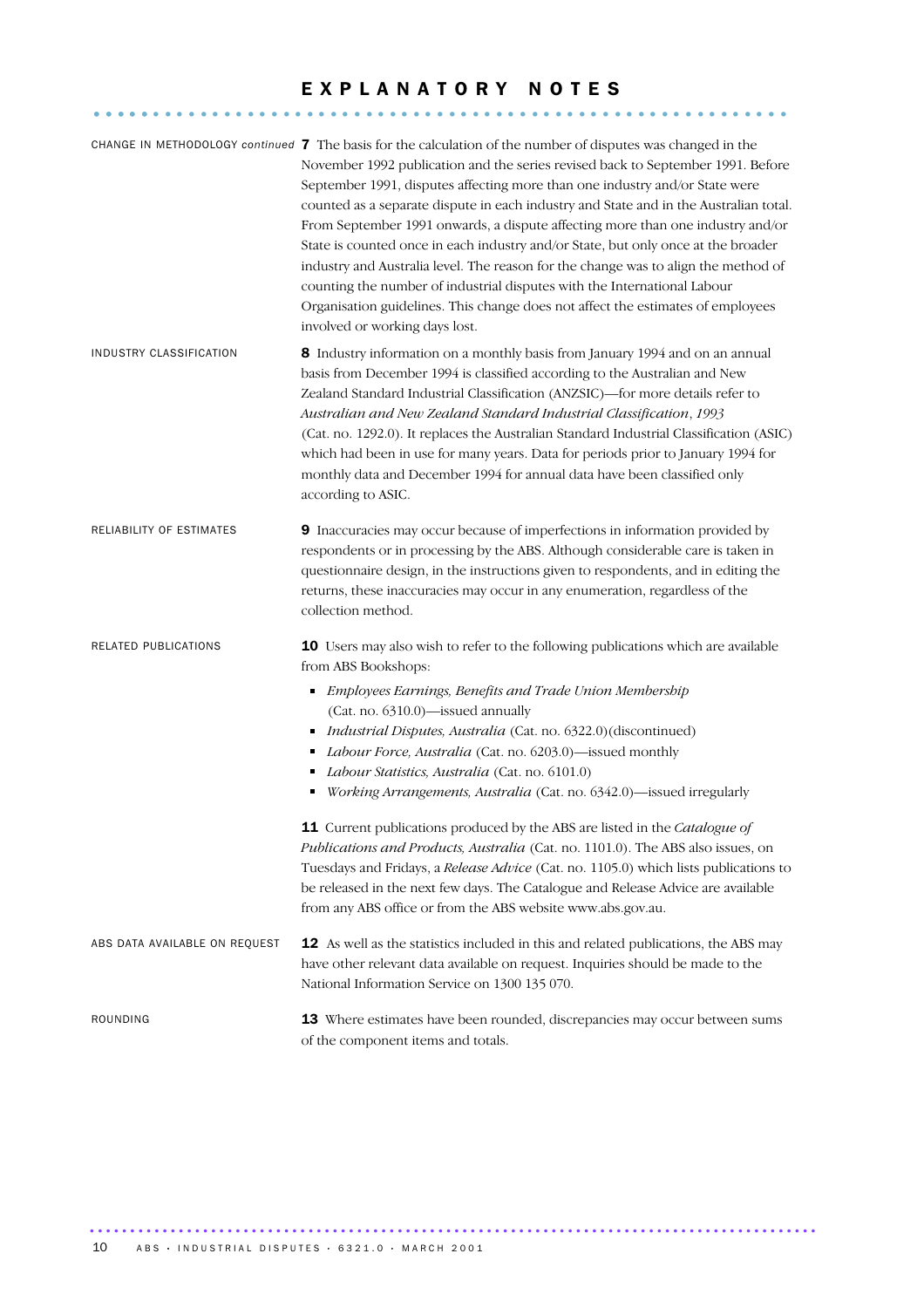# EXPLANATORY NOTES

**CHANGE IN METHODOLOGY *continued***

**7** The basis for the calculation of the number of disputes was changed in the November 1992 publication and the series revised back to September 1991. Before September 1991, disputes affecting more than one industry and/or State were counted as a separate dispute in each industry and State and in the Australian total. From September 1991 onwards, a dispute affecting more than one industry and/or State is counted once in each industry and/or State, but only once at the broader industry and Australia level. The reason for the change was to align the method of counting the number of industrial disputes with the International Labour Organisation guidelines. This change does not affect the estimates of employees involved or working days lost.

**INDUSTRY CLASSIFICATION**

**8** Industry information on a monthly basis from January 1994 and on an annual basis from December 1994 is classified according to the Australian and New Zealand Standard Industrial Classification (ANZSIC)—for more details refer to *Australian and New Zealand Standard Industrial Classification, 1993* (Cat. no. 1292.0). It replaces the Australian Standard Industrial Classification (ASIC) which had been in use for many years. Data for periods prior to January 1994 for monthly data and December 1994 for annual data have been classified only according to ASIC.

**RELIABILITY OF ESTIMATES**

**9** Inaccuracies may occur because of imperfections in information provided by respondents or in processing by the ABS. Although considerable care is taken in questionnaire design, in the instructions given to respondents, and in editing the returns, these inaccuracies may occur in any enumeration, regardless of the collection method.

**RELATED PUBLICATIONS**

**10** Users may also wish to refer to the following publications which are available from ABS Bookshops:

- *Employees Earnings, Benefits and Trade Union Membership* (Cat. no. 6310.0)—issued annually
- *Industrial Disputes, Australia* (Cat. no. 6322.0)(discontinued)
- *Labour Force, Australia* (Cat. no. 6203.0)—issued monthly
- *Labour Statistics, Australia* (Cat. no. 6101.0)
- *Working Arrangements, Australia* (Cat. no. 6342.0)—issued irregularly

**11** Current publications produced by the ABS are listed in the *Catalogue of Publications and Products, Australia* (Cat. no. 1101.0). The ABS also issues, on Tuesdays and Fridays, a *Release Advice* (Cat. no. 1105.0) which lists publications to be released in the next few days. The Catalogue and Release Advice are available from any ABS office or from the ABS website www.abs.gov.au.

**ABS DATA AVAILABLE ON REQUEST**

**12** As well as the statistics included in this and related publications, the ABS may have other relevant data available on request. Inquiries should be made to the National Information Service on 1300 135 070.

**ROUNDING**

**13** Where estimates have been rounded, discrepancies may occur between sums of the component items and totals.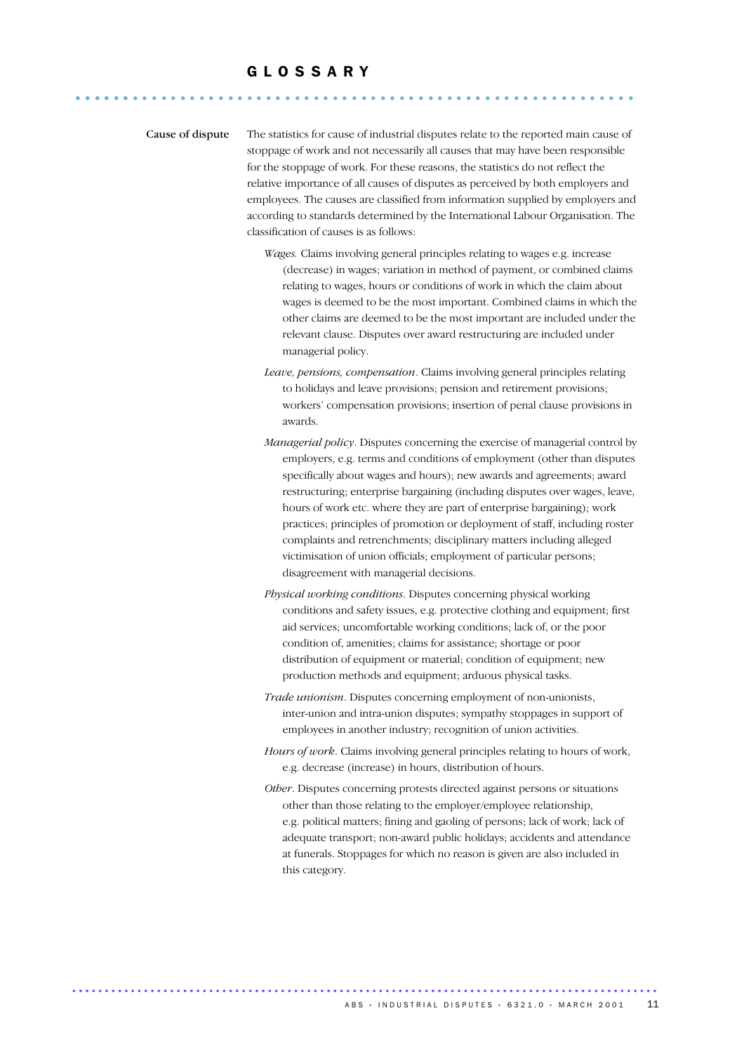# GLOSSARY

**Cause of dispute**

The statistics for cause of industrial disputes relate to the reported main cause of stoppage of work and not necessarily all causes that may have been responsible for the stoppage of work. For these reasons, the statistics do not reflect the relative importance of all causes of disputes as perceived by both employers and employees. The causes are classified from information supplied by employers and according to standards determined by the International Labour Organisation. The classification of causes is as follows:

*Wages.* Claims involving general principles relating to wages e.g. increase (decrease) in wages; variation in method of payment, or combined claims relating to wages, hours or conditions of work in which the claim about wages is deemed to be the most important. Combined claims in which the other claims are deemed to be the most important are included under the relevant clause. Disputes over award restructuring are included under managerial policy.

*Leave, pensions, compensation*. Claims involving general principles relating to holidays and leave provisions; pension and retirement provisions; workers' compensation provisions; insertion of penal clause provisions in awards.

*Managerial policy*. Disputes concerning the exercise of managerial control by employers, e.g. terms and conditions of employment (other than disputes specifically about wages and hours); new awards and agreements; award restructuring; enterprise bargaining (including disputes over wages, leave, hours of work etc. where they are part of enterprise bargaining); work practices; principles of promotion or deployment of staff, including roster complaints and retrenchments; disciplinary matters including alleged victimisation of union officials; employment of particular persons; disagreement with managerial decisions.

*Physical working conditions*. Disputes concerning physical working conditions and safety issues, e.g. protective clothing and equipment; first aid services; uncomfortable working conditions; lack of, or the poor condition of, amenities; claims for assistance; shortage or poor distribution of equipment or material; condition of equipment; new production methods and equipment; arduous physical tasks.

*Trade unionism*. Disputes concerning employment of non-unionists, inter-union and intra-union disputes; sympathy stoppages in support of employees in another industry; recognition of union activities.

*Hours of work*. Claims involving general principles relating to hours of work, e.g. decrease (increase) in hours, distribution of hours.

*Other*. Disputes concerning protests directed against persons or situations other than those relating to the employer/employee relationship, e.g. political matters; fining and gaoling of persons; lack of work; lack of adequate transport; non-award public holidays; accidents and attendance at funerals. Stoppages for which no reason is given are also included in this category.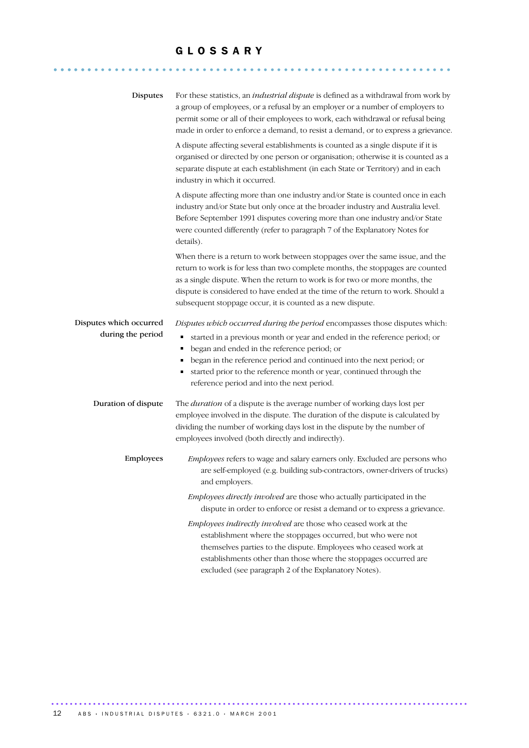# GLOSSARY

**Disputes**

For these statistics, an *industrial dispute* is defined as a withdrawal from work by a group of employees, or a refusal by an employer or a number of employers to permit some or all of their employees to work, each withdrawal or refusal being made in order to enforce a demand, to resist a demand, or to express a grievance.

A dispute affecting several establishments is counted as a single dispute if it is organised or directed by one person or organisation; otherwise it is counted as a separate dispute at each establishment (in each State or Territory) and in each industry in which it occurred.

A dispute affecting more than one industry and/or State is counted once in each industry and/or State but only once at the broader industry and Australia level. Before September 1991 disputes covering more than one industry and/or State were counted differently (refer to paragraph 7 of the Explanatory Notes for details).

When there is a return to work between stoppages over the same issue, and the return to work is for less than two complete months, the stoppages are counted as a single dispute. When the return to work is for two or more months, the dispute is considered to have ended at the time of the return to work. Should a subsequent stoppage occur, it is counted as a new dispute.

**Disputes which occurred during the period**

*Disputes which occurred during the period* encompasses those disputes which:

- started in a previous month or year and ended in the reference period; or
- began and ended in the reference period; or
- began in the reference period and continued into the next period; or
- started prior to the reference month or year, continued through the reference period and into the next period.

**Duration of dispute**

The *duration* of a dispute is the average number of working days lost per employee involved in the dispute. The duration of the dispute is calculated by dividing the number of working days lost in the dispute by the number of employees involved (both directly and indirectly).

**Employees**

*Employees* refers to wage and salary earners only. Excluded are persons who are self-employed (e.g. building sub-contractors, owner-drivers of trucks) and employers.

*Employees directly involved* are those who actually participated in the dispute in order to enforce or resist a demand or to express a grievance.

*Employees indirectly involved* are those who ceased work at the establishment where the stoppages occurred, but who were not themselves parties to the dispute. Employees who ceased work at establishments other than those where the stoppages occurred are excluded (see paragraph 2 of the Explanatory Notes).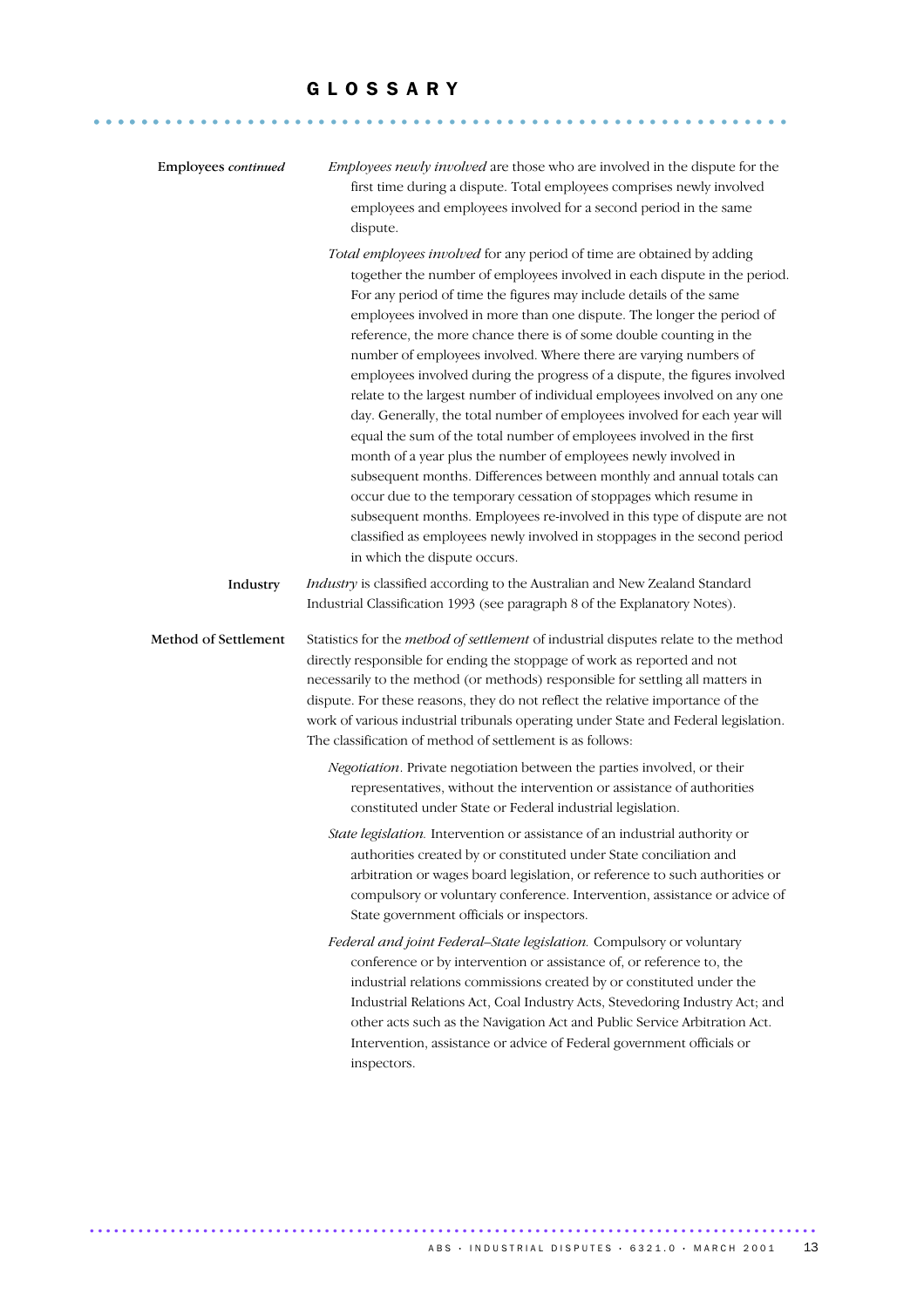# GLOSSARY

**Employees** *continued*

*Employees newly involved* are those who are involved in the dispute for the first time during a dispute. Total employees comprises newly involved employees and employees involved for a second period in the same dispute.

*Total employees involved* for any period of time are obtained by adding together the number of employees involved in each dispute in the period. For any period of time the figures may include details of the same employees involved in more than one dispute. The longer the period of reference, the more chance there is of some double counting in the number of employees involved. Where there are varying numbers of employees involved during the progress of a dispute, the figures involved relate to the largest number of individual employees involved on any one day. Generally, the total number of employees involved for each year will equal the sum of the total number of employees involved in the first month of a year plus the number of employees newly involved in subsequent months. Differences between monthly and annual totals can occur due to the temporary cessation of stoppages which resume in subsequent months. Employees re-involved in this type of dispute are not classified as employees newly involved in stoppages in the second period in which the dispute occurs.

**Industry**

*Industry* is classified according to the Australian and New Zealand Standard Industrial Classification 1993 (see paragraph 8 of the Explanatory Notes).

**Method of Settlement**

Statistics for the *method of settlement* of industrial disputes relate to the method directly responsible for ending the stoppage of work as reported and not necessarily to the method (or methods) responsible for settling all matters in dispute. For these reasons, they do not reflect the relative importance of the work of various industrial tribunals operating under State and Federal legislation. The classification of method of settlement is as follows:

*Negotiation*. Private negotiation between the parties involved, or their representatives, without the intervention or assistance of authorities constituted under State or Federal industrial legislation.

*State legislation.* Intervention or assistance of an industrial authority or authorities created by or constituted under State conciliation and arbitration or wages board legislation, or reference to such authorities or compulsory or voluntary conference. Intervention, assistance or advice of State government officials or inspectors.

*Federal and joint Federal–State legislation.* Compulsory or voluntary conference or by intervention or assistance of, or reference to, the industrial relations commissions created by or constituted under the Industrial Relations Act, Coal Industry Acts, Stevedoring Industry Act; and other acts such as the Navigation Act and Public Service Arbitration Act. Intervention, assistance or advice of Federal government officials or inspectors.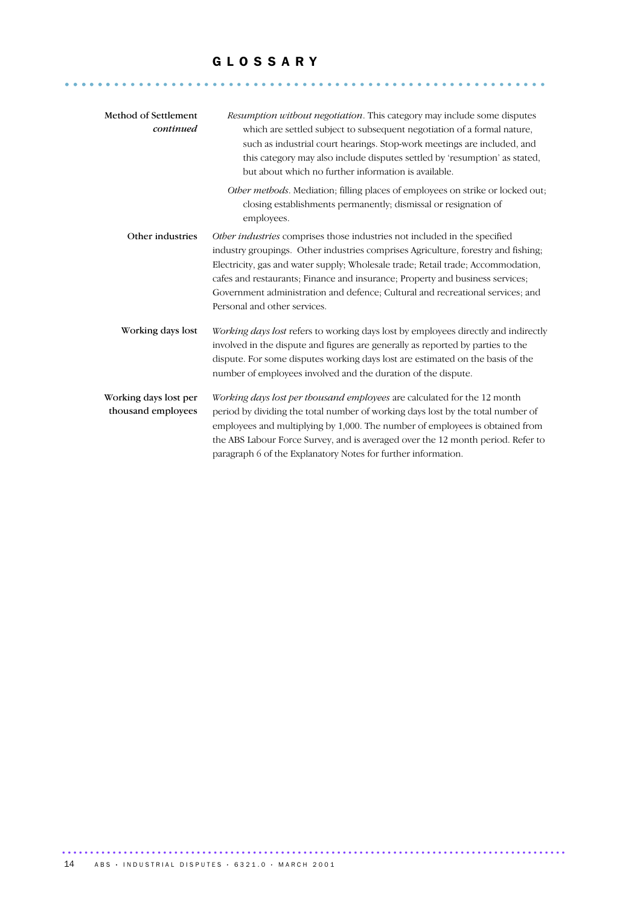# GLOSSARY

**Method of Settlement** *continued*

*Resumption without negotiation*. This category may include some disputes which are settled subject to subsequent negotiation of a formal nature, such as industrial court hearings. Stop-work meetings are included, and this category may also include disputes settled by 'resumption' as stated, but about which no further information is available.

*Other methods*. Mediation; filling places of employees on strike or locked out; closing establishments permanently; dismissal or resignation of employees.

**Other industries**

*Other industries* comprises those industries not included in the specified industry groupings. Other industries comprises Agriculture, forestry and fishing; Electricity, gas and water supply; Wholesale trade; Retail trade; Accommodation, cafes and restaurants; Finance and insurance; Property and business services; Government administration and defence; Cultural and recreational services; and Personal and other services.

**Working days lost**

*Working days lost* refers to working days lost by employees directly and indirectly involved in the dispute and figures are generally as reported by parties to the dispute. For some disputes working days lost are estimated on the basis of the number of employees involved and the duration of the dispute.

**Working days lost per thousand employees**

*Working days lost per thousand employees* are calculated for the 12 month period by dividing the total number of working days lost by the total number of employees and multiplying by 1,000. The number of employees is obtained from the ABS Labour Force Survey, and is averaged over the 12 month period. Refer to paragraph 6 of the Explanatory Notes for further information.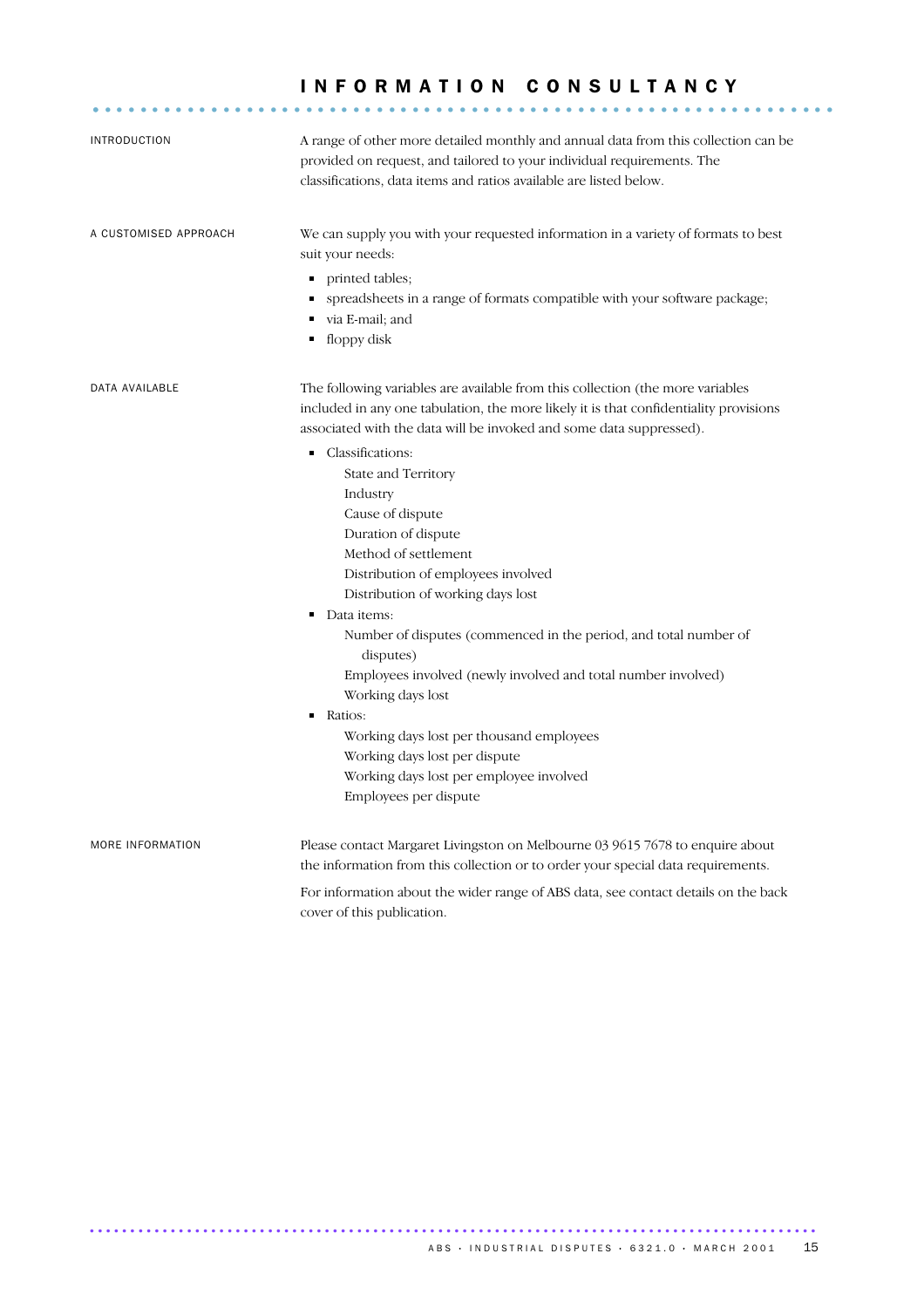# INFORMATION CONSULTANCY

## INTRODUCTION

A range of other more detailed monthly and annual data from this collection can be provided on request, and tailored to your individual requirements. The classifications, data items and ratios available are listed below.

## A CUSTOMISED APPROACH

We can supply you with your requested information in a variety of formats to best suit your needs:

- printed tables;
- spreadsheets in a range of formats compatible with your software package;
- via E-mail; and
- floppy disk

## DATA AVAILABLE

The following variables are available from this collection (the more variables included in any one tabulation, the more likely it is that confidentiality provisions associated with the data will be invoked and some data suppressed).

- Classifications:
  - State and Territory
  - Industry
  - Cause of dispute
  - Duration of dispute
  - Method of settlement
  - Distribution of employees involved
  - Distribution of working days lost
- Data items:
  - Number of disputes (commenced in the period, and total number of disputes)
  - Employees involved (newly involved and total number involved)
  - Working days lost
- Ratios:
  - Working days lost per thousand employees
  - Working days lost per dispute
  - Working days lost per employee involved
  - Employees per dispute

## MORE INFORMATION

Please contact Margaret Livingston on Melbourne 03 9615 7678 to enquire about the information from this collection or to order your special data requirements.

For information about the wider range of ABS data, see contact details on the back cover of this publication.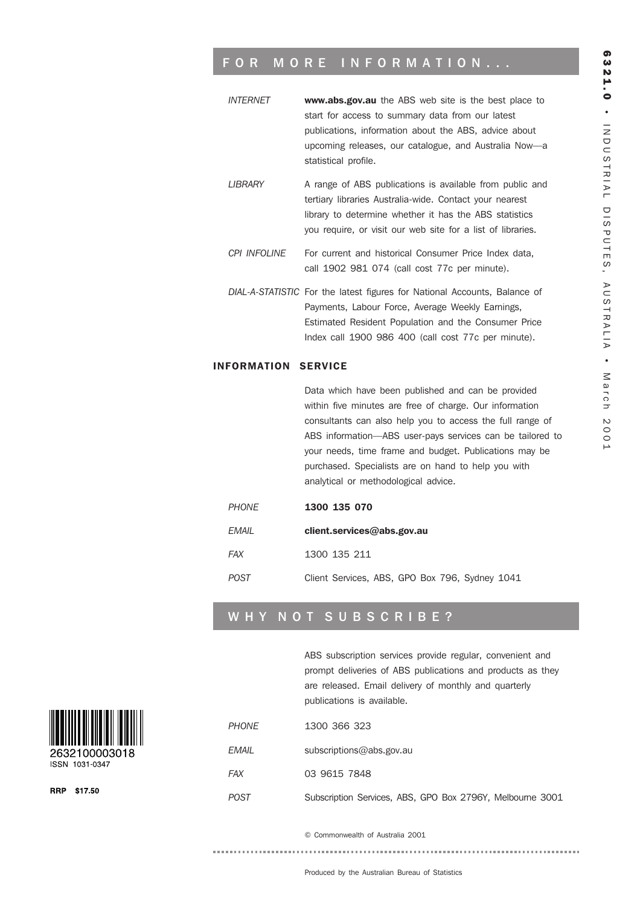## FOR MORE INFORMATION...

*INTERNET* **www.abs.gov.au** the ABS web site is the best place to start for access to summary data from our latest publications, information about the ABS, advice about upcoming releases, our catalogue, and Australia Now—a statistical profile.

*LIBRARY* A range of ABS publications is available from public and tertiary libraries Australia-wide. Contact your nearest library to determine whether it has the ABS statistics you require, or visit our web site for a list of libraries.

*CPI INFOLINE* For current and historical Consumer Price Index data, call 1902 981 074 (call cost 77c per minute).

*DIAL-A-STATISTIC* For the latest figures for National Accounts, Balance of Payments, Labour Force, Average Weekly Earnings, Estimated Resident Population and the Consumer Price Index call 1900 986 400 (call cost 77c per minute).

### INFORMATION SERVICE

Data which have been published and can be provided within five minutes are free of charge. Our information consultants can also help you to access the full range of ABS information—ABS user-pays services can be tailored to your needs, time frame and budget. Publications may be purchased. Specialists are on hand to help you with analytical or methodological advice.

*PHONE* **1300 135 070**

*EMAIL* **client.services@abs.gov.au**

*FAX* 1300 135 211

*POST* Client Services, ABS, GPO Box 796, Sydney 1041

## WHY NOT SUBSCRIBE?

ABS subscription services provide regular, convenient and prompt deliveries of ABS publications and products as they are released. Email delivery of monthly and quarterly publications is available.

*PHONE* 1300 366 323

*EMAIL* subscriptions@abs.gov.au

*FAX* 03 9615 7848

*POST* Subscription Services, ABS, GPO Box 2796Y, Melbourne 3001

© Commonwealth of Australia 2001

2632100003018

ISSN 1031-0347

**RRP $17.50**

Produced by the Australian Bureau of Statistics